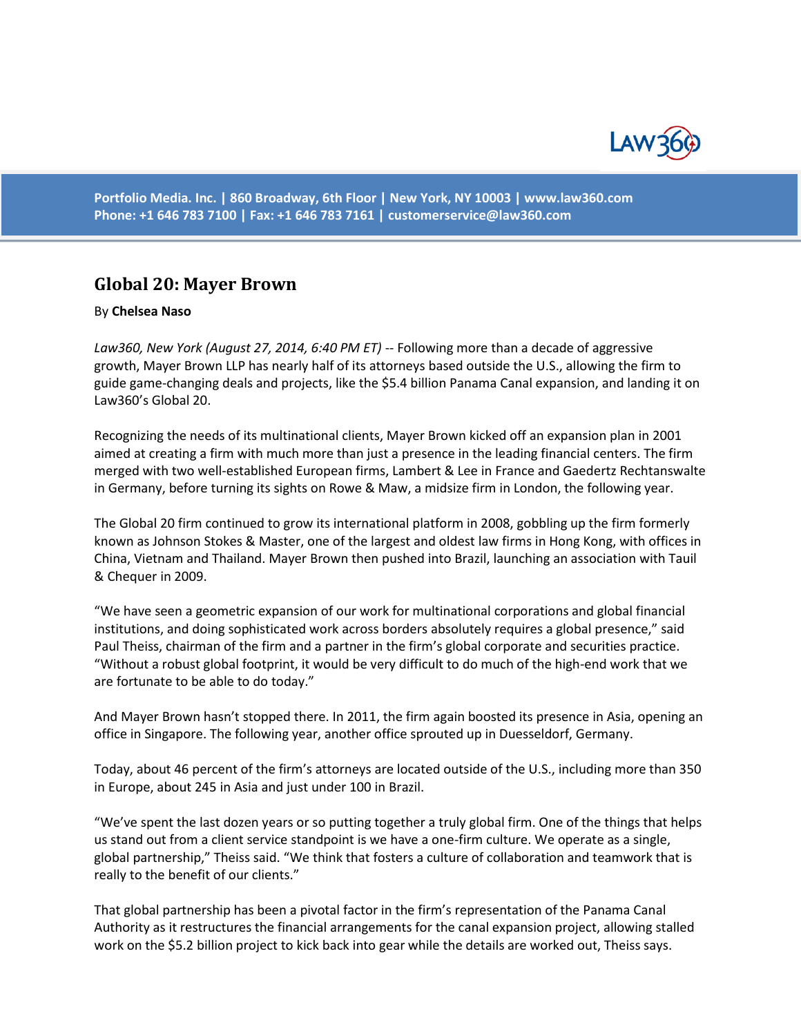Portfolio Media. Inc. | 860 Broadway, 6th Floor | New York, NY 10003 | www.law360.com
Phone: +1 646 783 7100 | Fax: +1 646 783 7161 | customerservice@law360.com

# Global 20: Mayer Brown

By **Chelsea Naso**

*Law360, New York (August 27, 2014, 6:40 PM ET)* -- Following more than a decade of aggressive growth, Mayer Brown LLP has nearly half of its attorneys based outside the U.S., allowing the firm to guide game-changing deals and projects, like the $5.4 billion Panama Canal expansion, and landing it on Law360's Global 20.

Recognizing the needs of its multinational clients, Mayer Brown kicked off an expansion plan in 2001 aimed at creating a firm with much more than just a presence in the leading financial centers. The firm merged with two well-established European firms, Lambert & Lee in France and Gaedertz Rechtsanwalte in Germany, before turning its sights on Rowe & Maw, a midsize firm in London, the following year.

The Global 20 firm continued to grow its international platform in 2008, gobbling up the firm formerly known as Johnson Stokes & Master, one of the largest and oldest law firms in Hong Kong, with offices in China, Vietnam and Thailand. Mayer Brown then pushed into Brazil, launching an association with Tauil & Chequer in 2009.

"We have seen a geometric expansion of our work for multinational corporations and global financial institutions, and doing sophisticated work across borders absolutely requires a global presence," said Paul Theiss, chairman of the firm and a partner in the firm's global corporate and securities practice. "Without a robust global footprint, it would be very difficult to do much of the high-end work that we are fortunate to be able to do today."

And Mayer Brown hasn't stopped there. In 2011, the firm again boosted its presence in Asia, opening an office in Singapore. The following year, another office sprouted up in Duesseldorf, Germany.

Today, about 46 percent of the firm's attorneys are located outside of the U.S., including more than 350 in Europe, about 245 in Asia and just under 100 in Brazil.

"We've spent the last dozen years or so putting together a truly global firm. One of the things that helps us stand out from a client service standpoint is we have a one-firm culture. We operate as a single, global partnership," Theiss said. "We think that fosters a culture of collaboration and teamwork that is really to the benefit of our clients."

That global partnership has been a pivotal factor in the firm's representation of the Panama Canal Authority as it restructures the financial arrangements for the canal expansion project, allowing stalled work on the $5.2 billion project to kick back into gear while the details are worked out, Theiss says.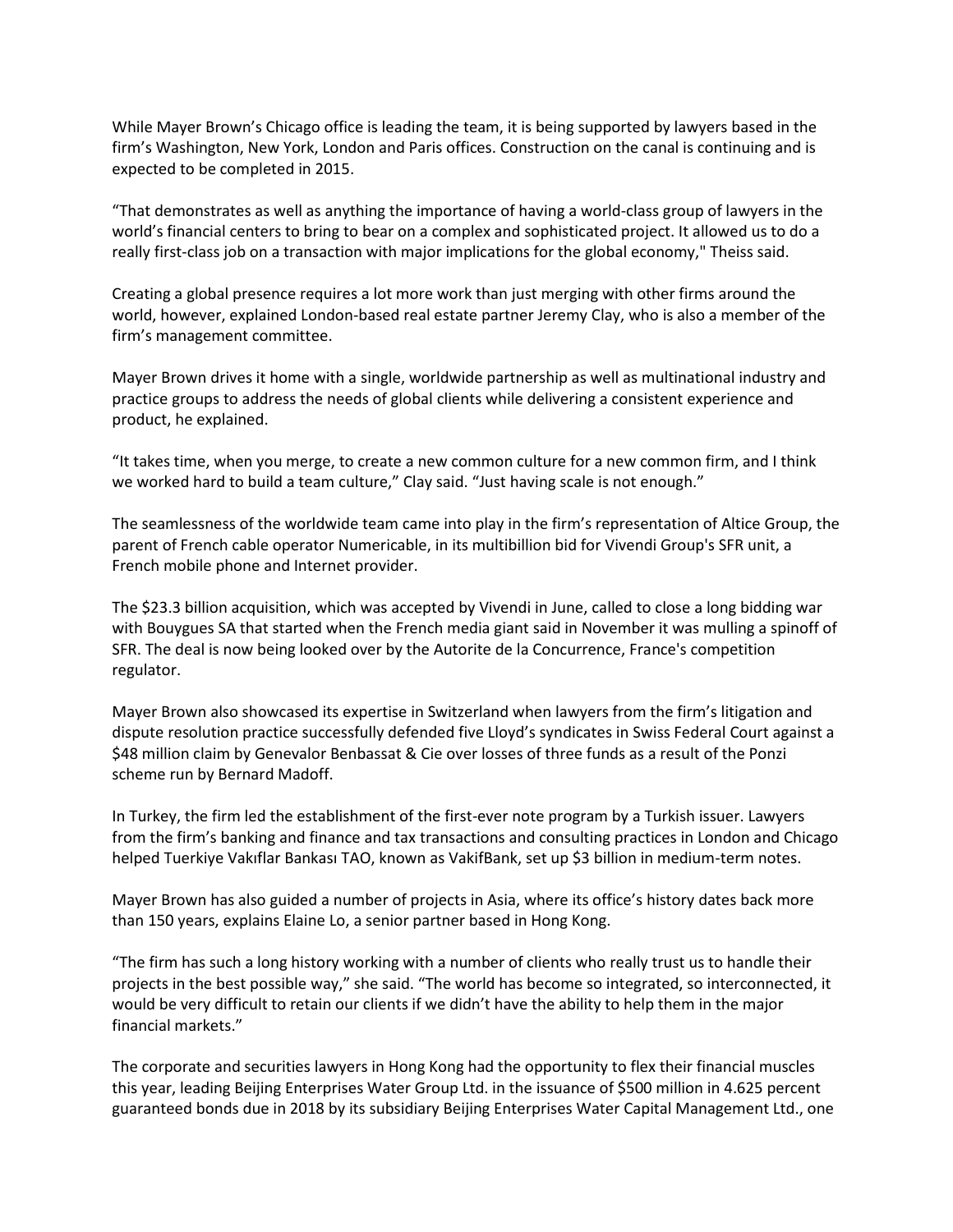While Mayer Brown's Chicago office is leading the team, it is being supported by lawyers based in the firm's Washington, New York, London and Paris offices. Construction on the canal is continuing and is expected to be completed in 2015.

"That demonstrates as well as anything the importance of having a world-class group of lawyers in the world's financial centers to bring to bear on a complex and sophisticated project. It allowed us to do a really first-class job on a transaction with major implications for the global economy," Theiss said.

Creating a global presence requires a lot more work than just merging with other firms around the world, however, explained London-based real estate partner Jeremy Clay, who is also a member of the firm's management committee.

Mayer Brown drives it home with a single, worldwide partnership as well as multinational industry and practice groups to address the needs of global clients while delivering a consistent experience and product, he explained.

"It takes time, when you merge, to create a new common culture for a new common firm, and I think we worked hard to build a team culture," Clay said. "Just having scale is not enough."

The seamlessness of the worldwide team came into play in the firm's representation of Altice Group, the parent of French cable operator Numericable, in its multibillion bid for Vivendi Group's SFR unit, a French mobile phone and Internet provider.

The $23.3 billion acquisition, which was accepted by Vivendi in June, called to close a long bidding war with Bouygues SA that started when the French media giant said in November it was mulling a spinoff of SFR. The deal is now being looked over by the Autorite de la Concurrence, France's competition regulator.

Mayer Brown also showcased its expertise in Switzerland when lawyers from the firm's litigation and dispute resolution practice successfully defended five Lloyd's syndicates in Swiss Federal Court against a $48 million claim by Genevalor Benbassat & Cie over losses of three funds as a result of the Ponzi scheme run by Bernard Madoff.

In Turkey, the firm led the establishment of the first-ever note program by a Turkish issuer. Lawyers from the firm's banking and finance and tax transactions and consulting practices in London and Chicago helped Tuerkiye Vakıflar Bankası TAO, known as VakifBank, set up $3 billion in medium-term notes.

Mayer Brown has also guided a number of projects in Asia, where its office's history dates back more than 150 years, explains Elaine Lo, a senior partner based in Hong Kong.

"The firm has such a long history working with a number of clients who really trust us to handle their projects in the best possible way," she said. "The world has become so integrated, so interconnected, it would be very difficult to retain our clients if we didn't have the ability to help them in the major financial markets."

The corporate and securities lawyers in Hong Kong had the opportunity to flex their financial muscles this year, leading Beijing Enterprises Water Group Ltd. in the issuance of $500 million in 4.625 percent guaranteed bonds due in 2018 by its subsidiary Beijing Enterprises Water Capital Management Ltd., one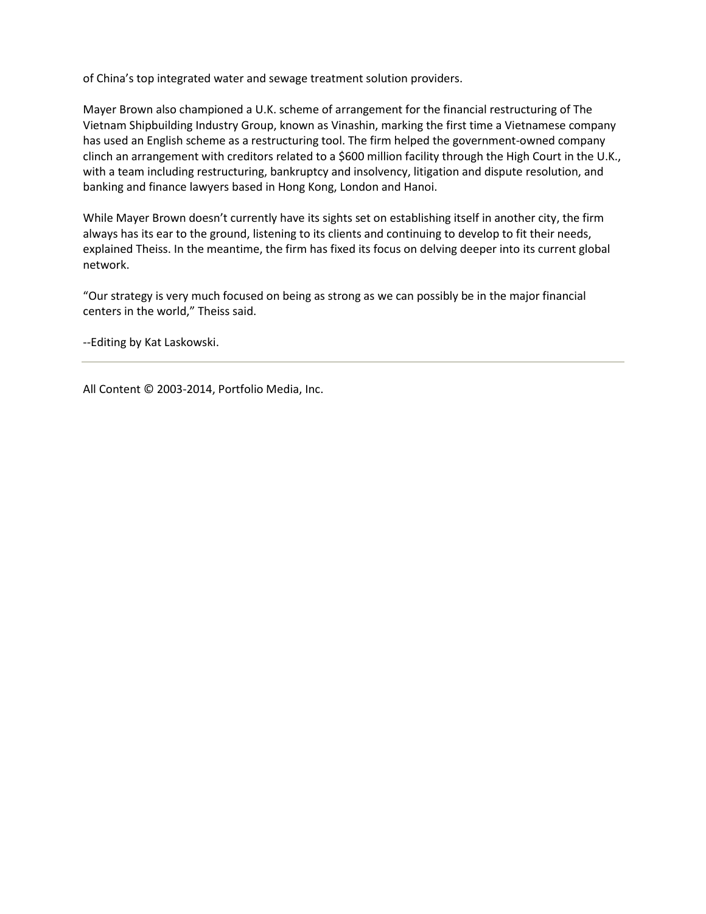of China's top integrated water and sewage treatment solution providers.

Mayer Brown also championed a U.K. scheme of arrangement for the financial restructuring of The Vietnam Shipbuilding Industry Group, known as Vinashin, marking the first time a Vietnamese company has used an English scheme as a restructuring tool. The firm helped the government-owned company clinch an arrangement with creditors related to a $600 million facility through the High Court in the U.K., with a team including restructuring, bankruptcy and insolvency, litigation and dispute resolution, and banking and finance lawyers based in Hong Kong, London and Hanoi.

While Mayer Brown doesn't currently have its sights set on establishing itself in another city, the firm always has its ear to the ground, listening to its clients and continuing to develop to fit their needs, explained Theiss. In the meantime, the firm has fixed its focus on delving deeper into its current global network.

"Our strategy is very much focused on being as strong as we can possibly be in the major financial centers in the world," Theiss said.

--Editing by Kat Laskowski.

---

All Content © 2003-2014, Portfolio Media, Inc.